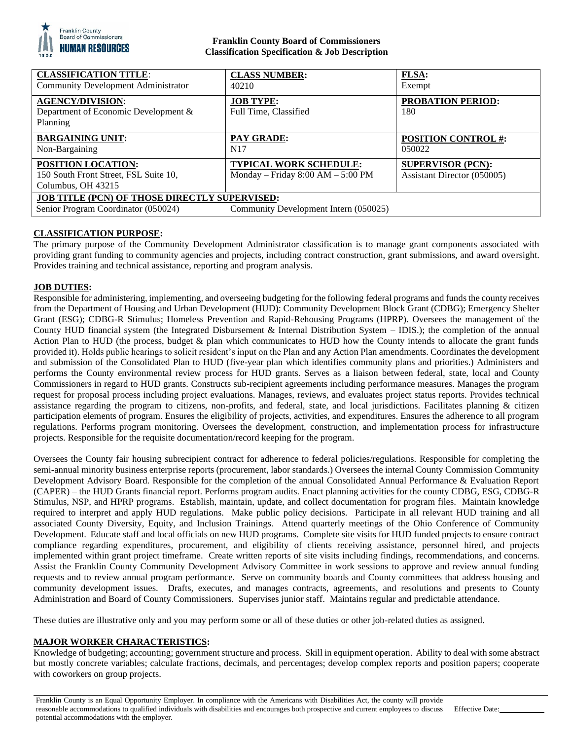**Franklin County Board of Commissioners**
**Classification Specification & Job Description**

| **CLASSIFICATION TITLE**: Community Development Administrator | **CLASS NUMBER:** 40210 | **FLSA:** Exempt |
|---|---|---|
| **AGENCY/DIVISION**: Department of Economic Development & Planning | **JOB TYPE:** Full Time, Classified | **PROBATION PERIOD:** 180 |
| **BARGAINING UNIT:** Non-Bargaining | **PAY GRADE:** N17 | **POSITION CONTROL #:** 050022 |
| **POSITION LOCATION:** 150 South Front Street, FSL Suite 10, Columbus, OH 43215 | **TYPICAL WORK SCHEDULE:** Monday – Friday 8:00 AM – 5:00 PM | **SUPERVISOR (PCN):** Assistant Director (050005) |
| **JOB TITLE (PCN) OF THOSE DIRECTLY SUPERVISED:** Senior Program Coordinator (050024) | Community Development Intern (050025) | |

## CLASSIFICATION PURPOSE:

The primary purpose of the Community Development Administrator classification is to manage grant components associated with providing grant funding to community agencies and projects, including contract construction, grant submissions, and award oversight. Provides training and technical assistance, reporting and program analysis.

## JOB DUTIES:

Responsible for administering, implementing, and overseeing budgeting for the following federal programs and funds the county receives from the Department of Housing and Urban Development (HUD): Community Development Block Grant (CDBG); Emergency Shelter Grant (ESG); CDBG-R Stimulus; Homeless Prevention and Rapid-Rehousing Programs (HPRP). Oversees the management of the County HUD financial system (the Integrated Disbursement & Internal Distribution System – IDIS.); the completion of the annual Action Plan to HUD (the process, budget & plan which communicates to HUD how the County intends to allocate the grant funds provided it). Holds public hearings to solicit resident's input on the Plan and any Action Plan amendments. Coordinates the development and submission of the Consolidated Plan to HUD (five-year plan which identifies community plans and priorities.) Administers and performs the County environmental review process for HUD grants. Serves as a liaison between federal, state, local and County Commissioners in regard to HUD grants. Constructs sub-recipient agreements including performance measures. Manages the program request for proposal process including project evaluations. Manages, reviews, and evaluates project status reports. Provides technical assistance regarding the program to citizens, non-profits, and federal, state, and local jurisdictions. Facilitates planning & citizen participation elements of program. Ensures the eligibility of projects, activities, and expenditures. Ensures the adherence to all program regulations. Performs program monitoring. Oversees the development, construction, and implementation process for infrastructure projects. Responsible for the requisite documentation/record keeping for the program.

Oversees the County fair housing subrecipient contract for adherence to federal policies/regulations. Responsible for completing the semi-annual minority business enterprise reports (procurement, labor standards.) Oversees the internal County Commission Community Development Advisory Board. Responsible for the completion of the annual Consolidated Annual Performance & Evaluation Report (CAPER) – the HUD Grants financial report. Performs program audits. Enact planning activities for the county CDBG, ESG, CDBG-R Stimulus, NSP, and HPRP programs. Establish, maintain, update, and collect documentation for program files. Maintain knowledge required to interpret and apply HUD regulations. Make public policy decisions. Participate in all relevant HUD training and all associated County Diversity, Equity, and Inclusion Trainings. Attend quarterly meetings of the Ohio Conference of Community Development. Educate staff and local officials on new HUD programs. Complete site visits for HUD funded projects to ensure contract compliance regarding expenditures, procurement, and eligibility of clients receiving assistance, personnel hired, and projects implemented within grant project timeframe. Create written reports of site visits including findings, recommendations, and concerns. Assist the Franklin County Community Development Advisory Committee in work sessions to approve and review annual funding requests and to review annual program performance. Serve on community boards and County committees that address housing and community development issues. Drafts, executes, and manages contracts, agreements, and resolutions and presents to County Administration and Board of County Commissioners. Supervises junior staff. Maintains regular and predictable attendance.

These duties are illustrative only and you may perform some or all of these duties or other job-related duties as assigned.

## MAJOR WORKER CHARACTERISTICS:

Knowledge of budgeting; accounting; government structure and process. Skill in equipment operation. Ability to deal with some abstract but mostly concrete variables; calculate fractions, decimals, and percentages; develop complex reports and position papers; cooperate with coworkers on group projects.

Franklin County is an Equal Opportunity Employer. In compliance with the Americans with Disabilities Act, the county will provide reasonable accommodations to qualified individuals with disabilities and encourages both prospective and current employees to discuss potential accommodations with the employer.

Effective Date:\_\_\_\_\_\_\_\_\_\_\_\_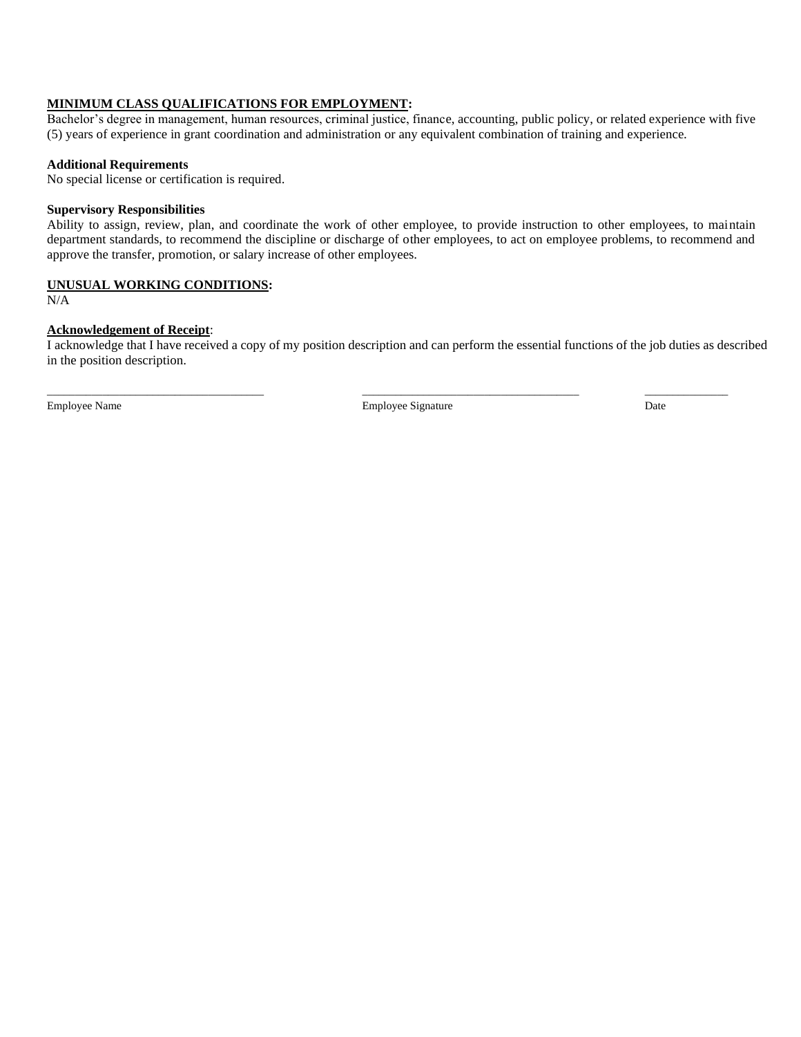**MINIMUM CLASS QUALIFICATIONS FOR EMPLOYMENT:**
Bachelor's degree in management, human resources, criminal justice, finance, accounting, public policy, or related experience with five (5) years of experience in grant coordination and administration or any equivalent combination of training and experience.

**Additional Requirements**
No special license or certification is required.

**Supervisory Responsibilities**
Ability to assign, review, plan, and coordinate the work of other employee, to provide instruction to other employees, to maintain department standards, to recommend the discipline or discharge of other employees, to act on employee problems, to recommend and approve the transfer, promotion, or salary increase of other employees.

**UNUSUAL WORKING CONDITIONS:**
N/A

**Acknowledgement of Receipt**:
I acknowledge that I have received a copy of my position description and can perform the essential functions of the job duties as described in the position description.

| | | |
|---|---|---|
| ____________________________________ | ____________________________________ | ______________ |
| Employee Name | Employee Signature | Date |